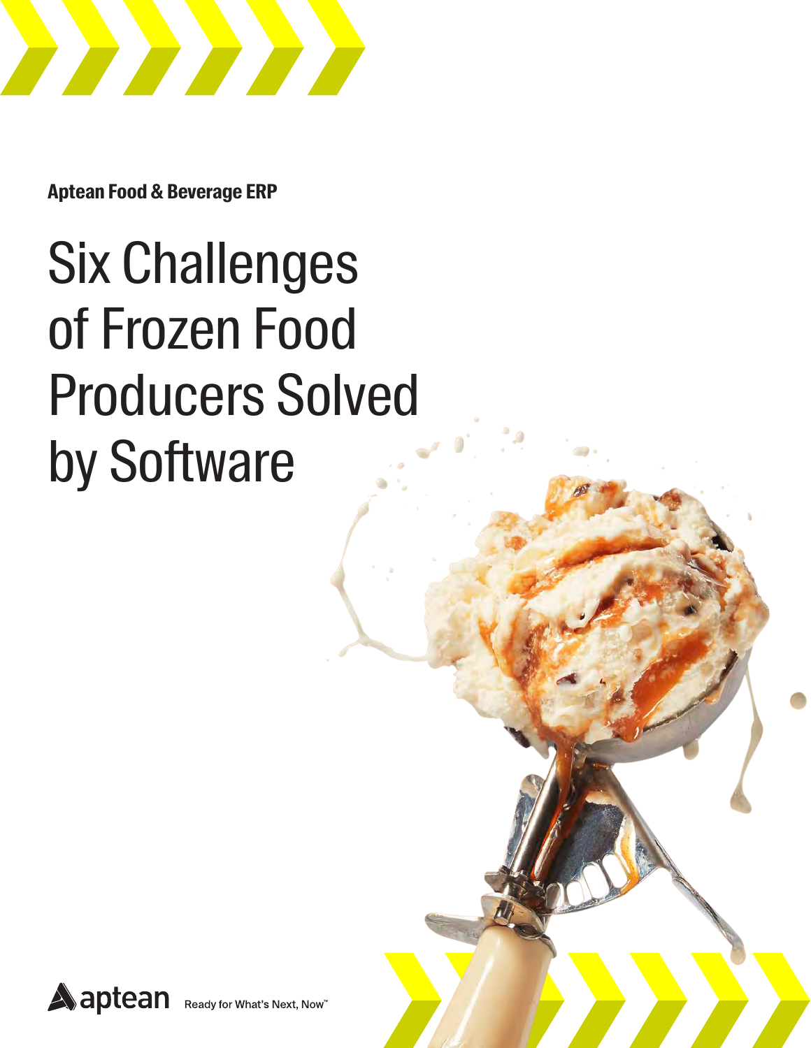**Aptean Food & Beverage ERP**

# Six Challenges of Frozen Food Producers Solved by Software

aptean Ready for What's Next, Now™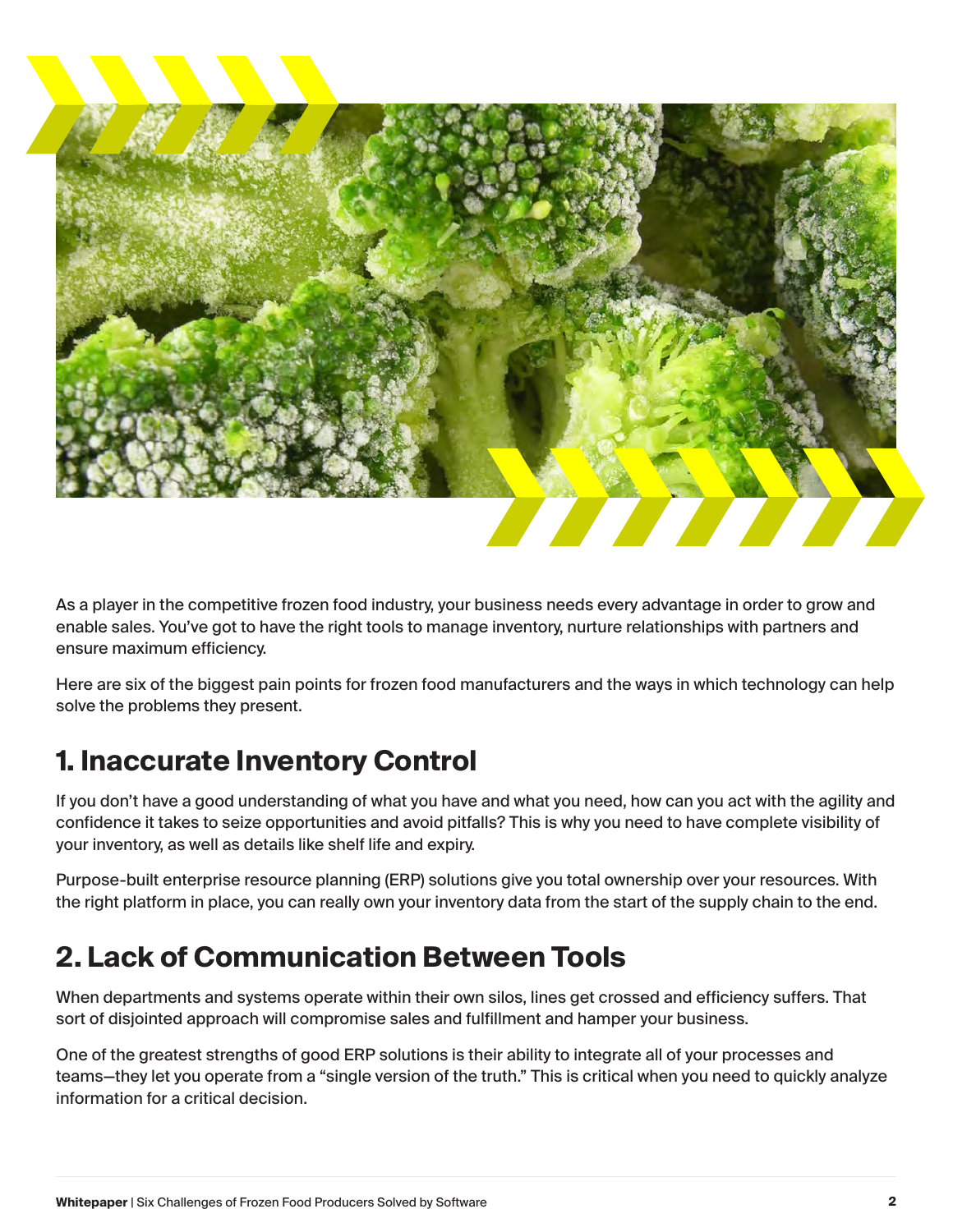As a player in the competitive frozen food industry, your business needs every advantage in order to grow and enable sales. You've got to have the right tools to manage inventory, nurture relationships with partners and ensure maximum efficiency.

Here are six of the biggest pain points for frozen food manufacturers and the ways in which technology can help solve the problems they present.

## 1. Inaccurate Inventory Control

If you don't have a good understanding of what you have and what you need, how can you act with the agility and confidence it takes to seize opportunities and avoid pitfalls? This is why you need to have complete visibility of your inventory, as well as details like shelf life and expiry.

Purpose-built enterprise resource planning (ERP) solutions give you total ownership over your resources. With the right platform in place, you can really own your inventory data from the start of the supply chain to the end.

## 2. Lack of Communication Between Tools

When departments and systems operate within their own silos, lines get crossed and efficiency suffers. That sort of disjointed approach will compromise sales and fulfillment and hamper your business.

One of the greatest strengths of good ERP solutions is their ability to integrate all of your processes and teams—they let you operate from a "single version of the truth." This is critical when you need to quickly analyze information for a critical decision.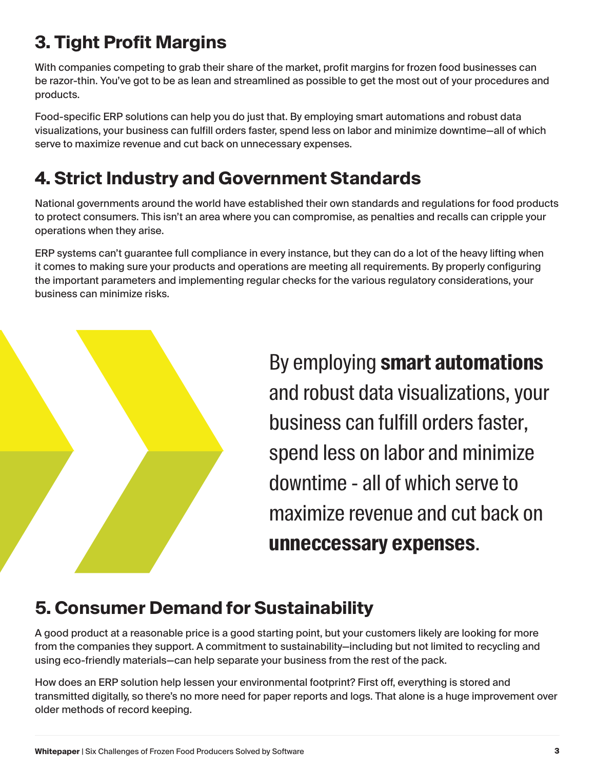## 3. Tight Profit Margins

With companies competing to grab their share of the market, profit margins for frozen food businesses can be razor-thin. You've got to be as lean and streamlined as possible to get the most out of your procedures and products.

Food-specific ERP solutions can help you do just that. By employing smart automations and robust data visualizations, your business can fulfill orders faster, spend less on labor and minimize downtime—all of which serve to maximize revenue and cut back on unnecessary expenses.

## 4. Strict Industry and Government Standards

National governments around the world have established their own standards and regulations for food products to protect consumers. This isn't an area where you can compromise, as penalties and recalls can cripple your operations when they arise.

ERP systems can't guarantee full compliance in every instance, but they can do a lot of the heavy lifting when it comes to making sure your products and operations are meeting all requirements. By properly configuring the important parameters and implementing regular checks for the various regulatory considerations, your business can minimize risks.

> By employing **smart automations** and robust data visualizations, your business can fulfill orders faster, spend less on labor and minimize downtime - all of which serve to maximize revenue and cut back on **unneccessary expenses**.

## 5. Consumer Demand for Sustainability

A good product at a reasonable price is a good starting point, but your customers likely are looking for more from the companies they support. A commitment to sustainability—including but not limited to recycling and using eco-friendly materials—can help separate your business from the rest of the pack.

How does an ERP solution help lessen your environmental footprint? First off, everything is stored and transmitted digitally, so there's no more need for paper reports and logs. That alone is a huge improvement over older methods of record keeping.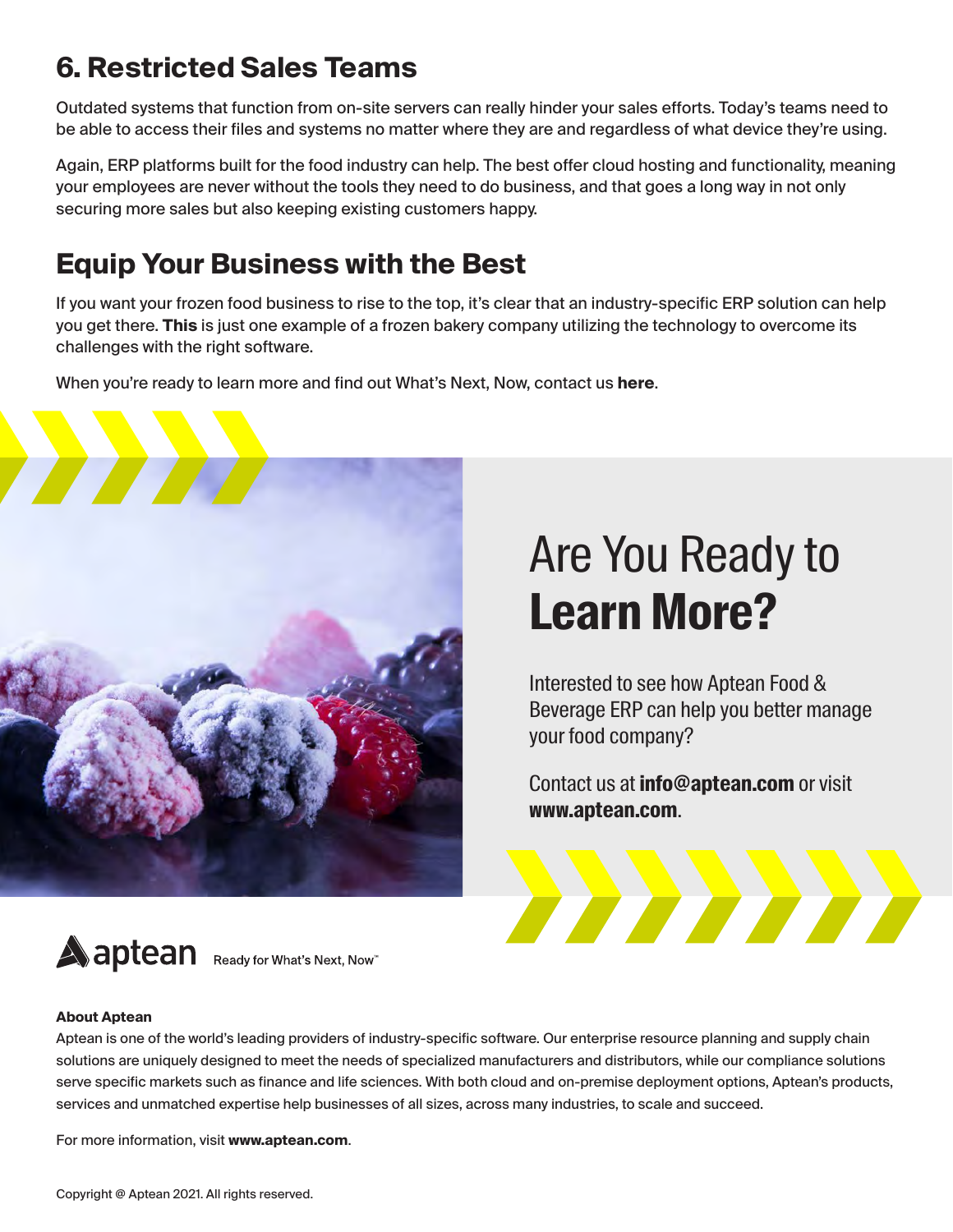## 6. Restricted Sales Teams

Outdated systems that function from on-site servers can really hinder your sales efforts. Today's teams need to be able to access their files and systems no matter where they are and regardless of what device they're using.

Again, ERP platforms built for the food industry can help. The best offer cloud hosting and functionality, meaning your employees are never without the tools they need to do business, and that goes a long way in not only securing more sales but also keeping existing customers happy.

## Equip Your Business with the Best

If you want your frozen food business to rise to the top, it's clear that an industry-specific ERP solution can help you get there. **This** is just one example of a frozen bakery company utilizing the technology to overcome its challenges with the right software.

When you're ready to learn more and find out What's Next, Now, contact us **here**.

# Are You Ready to **Learn More?**

Interested to see how Aptean Food & Beverage ERP can help you better manage your food company?

Contact us at **info@aptean.com** or visit **www.aptean.com**.

aptean Ready for What's Next, Now™

**About Aptean**
Aptean is one of the world's leading providers of industry-specific software. Our enterprise resource planning and supply chain solutions are uniquely designed to meet the needs of specialized manufacturers and distributors, while our compliance solutions serve specific markets such as finance and life sciences. With both cloud and on-premise deployment options, Aptean's products, services and unmatched expertise help businesses of all sizes, across many industries, to scale and succeed.

For more information, visit **www.aptean.com**.

Copyright @ Aptean 2021. All rights reserved.